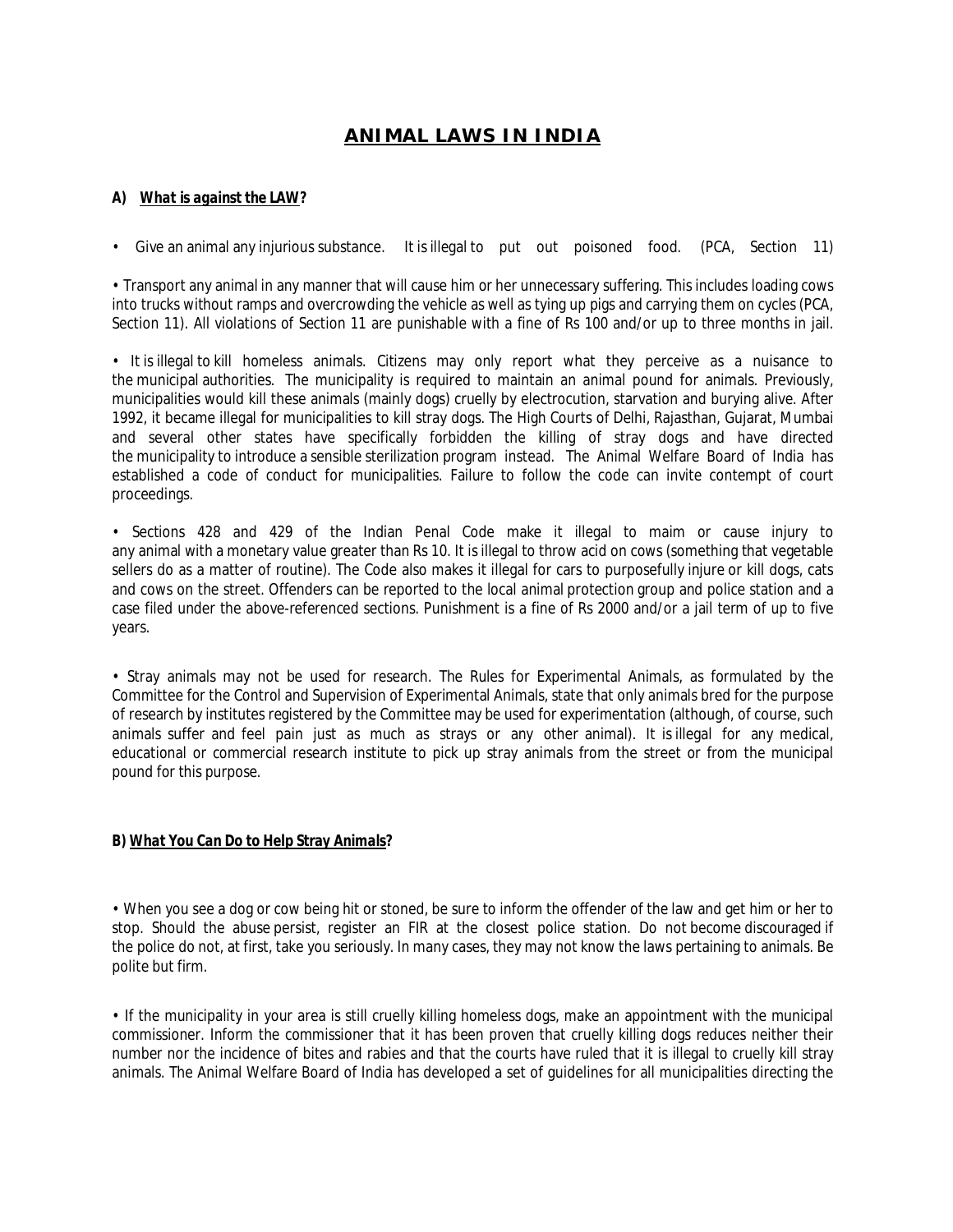# ANIMAL LAWS IN INDIA

**A) *What is against the LAW?***

- Give an animal any injurious substance. It is illegal to put out poisoned food. (PCA, Section 11)

- Transport any animal in any manner that will cause him or her unnecessary suffering. This includes loading cows into trucks without ramps and overcrowding the vehicle as well as tying up pigs and carrying them on cycles (PCA, Section 11). All violations of Section 11 are punishable with a fine of Rs 100 and/or up to three months in jail.

- It is illegal to kill homeless animals. Citizens may only report what they perceive as a nuisance to the municipal authorities. The municipality is required to maintain an animal pound for animals. Previously, municipalities would kill these animals (mainly dogs) cruelly by electrocution, starvation and burying alive. After 1992, it became illegal for municipalities to kill stray dogs. The High Courts of Delhi, Rajasthan, Gujarat, Mumbai and several other states have specifically forbidden the killing of stray dogs and have directed the municipality to introduce a sensible sterilization program instead. The Animal Welfare Board of India has established a code of conduct for municipalities. Failure to follow the code can invite contempt of court proceedings.

- Sections 428 and 429 of the Indian Penal Code make it illegal to maim or cause injury to any animal with a monetary value greater than Rs 10. It is illegal to throw acid on cows (something that vegetable sellers do as a matter of routine). The Code also makes it illegal for cars to purposefully injure or kill dogs, cats and cows on the street. Offenders can be reported to the local animal protection group and police station and a case filed under the above-referenced sections. Punishment is a fine of Rs 2000 and/or a jail term of up to five years.

- Stray animals may not be used for research. The Rules for Experimental Animals, as formulated by the Committee for the Control and Supervision of Experimental Animals, state that only animals bred for the purpose of research by institutes registered by the Committee may be used for experimentation (although, of course, such animals suffer and feel pain just as much as strays or any other animal). It is illegal for any medical, educational or commercial research institute to pick up stray animals from the street or from the municipal pound for this purpose.

**B) *What You Can Do to Help Stray Animals*?**

- When you see a dog or cow being hit or stoned, be sure to inform the offender of the law and get him or her to stop. Should the abuse persist, register an FIR at the closest police station. Do not become discouraged if the police do not, at first, take you seriously. In many cases, they may not know the laws pertaining to animals. Be polite but firm.

- If the municipality in your area is still cruelly killing homeless dogs, make an appointment with the municipal commissioner. Inform the commissioner that it has been proven that cruelly killing dogs reduces neither their number nor the incidence of bites and rabies and that the courts have ruled that it is illegal to cruelly kill stray animals. The Animal Welfare Board of India has developed a set of guidelines for all municipalities directing the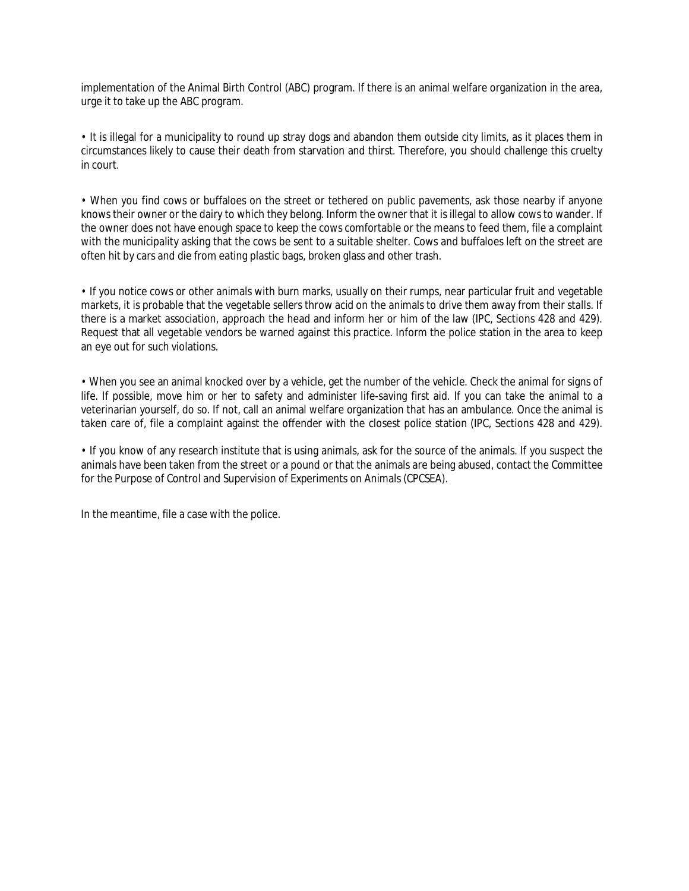implementation of the Animal Birth Control (ABC) program. If there is an animal welfare organization in the area, urge it to take up the ABC program.

• It is illegal for a municipality to round up stray dogs and abandon them outside city limits, as it places them in circumstances likely to cause their death from starvation and thirst. Therefore, you should challenge this cruelty in court.

• When you find cows or buffaloes on the street or tethered on public pavements, ask those nearby if anyone knows their owner or the dairy to which they belong. Inform the owner that it is illegal to allow cows to wander. If the owner does not have enough space to keep the cows comfortable or the means to feed them, file a complaint with the municipality asking that the cows be sent to a suitable shelter. Cows and buffaloes left on the street are often hit by cars and die from eating plastic bags, broken glass and other trash.

• If you notice cows or other animals with burn marks, usually on their rumps, near particular fruit and vegetable markets, it is probable that the vegetable sellers throw acid on the animals to drive them away from their stalls. If there is a market association, approach the head and inform her or him of the law (IPC, Sections 428 and 429). Request that all vegetable vendors be warned against this practice. Inform the police station in the area to keep an eye out for such violations.

• When you see an animal knocked over by a vehicle, get the number of the vehicle. Check the animal for signs of life. If possible, move him or her to safety and administer life-saving first aid. If you can take the animal to a veterinarian yourself, do so. If not, call an animal welfare organization that has an ambulance. Once the animal is taken care of, file a complaint against the offender with the closest police station (IPC, Sections 428 and 429).

• If you know of any research institute that is using animals, ask for the source of the animals. If you suspect the animals have been taken from the street or a pound or that the animals are being abused, contact the Committee for the Purpose of Control and Supervision of Experiments on Animals (CPCSEA).

In the meantime, file a case with the police.